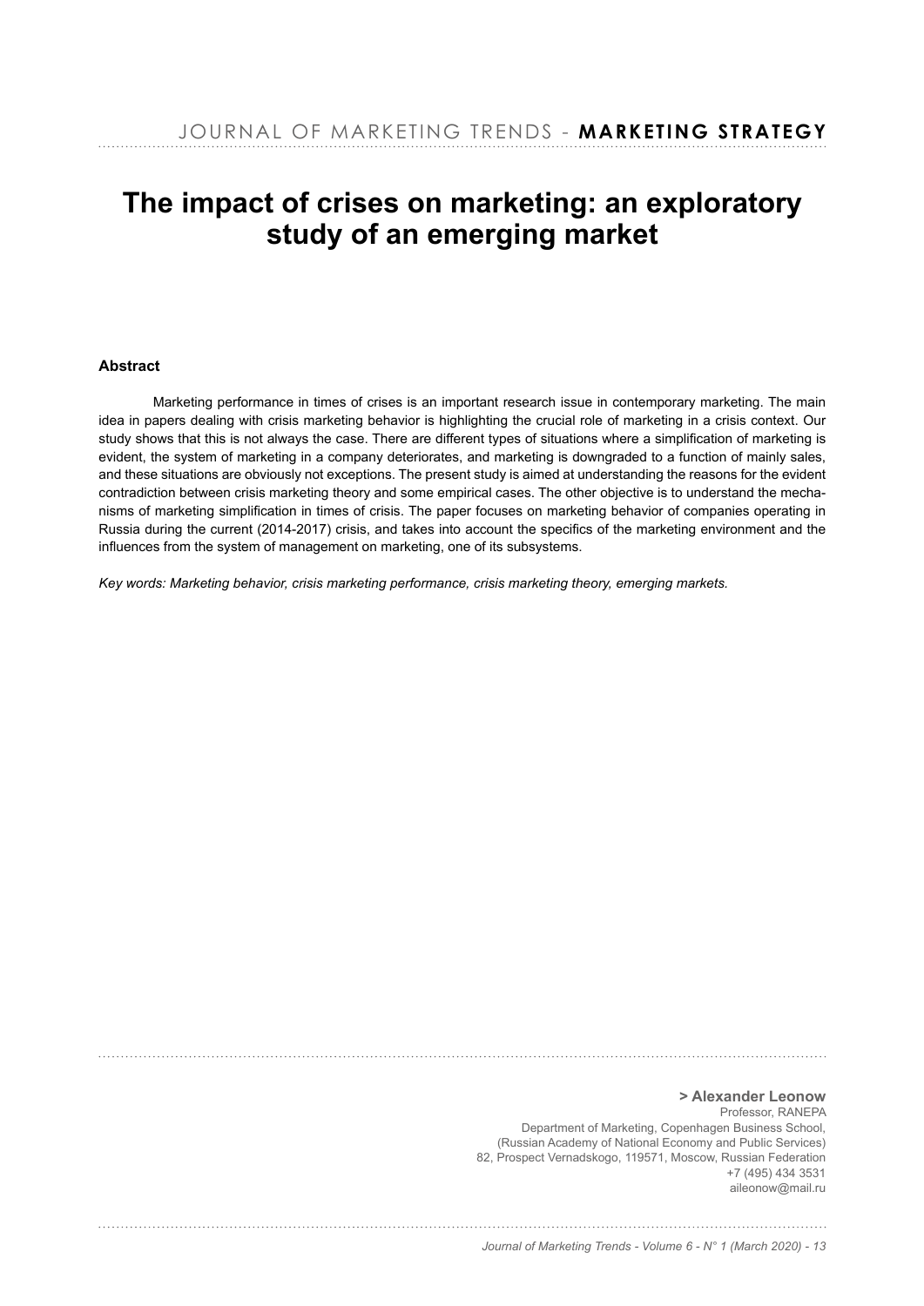# The impact of crises on marketing: an exploratory study of an emerging market

**Abstract**

Marketing performance in times of crises is an important research issue in contemporary marketing. The main idea in papers dealing with crisis marketing behavior is highlighting the crucial role of marketing in a crisis context. Our study shows that this is not always the case. There are different types of situations where a simplification of marketing is evident, the system of marketing in a company deteriorates, and marketing is downgraded to a function of mainly sales, and these situations are obviously not exceptions. The present study is aimed at understanding the reasons for the evident contradiction between crisis marketing theory and some empirical cases. The other objective is to understand the mechanisms of marketing simplification in times of crisis. The paper focuses on marketing behavior of companies operating in Russia during the current (2014-2017) crisis, and takes into account the specifics of the marketing environment and the influences from the system of management on marketing, one of its subsystems.

*Key words: Marketing behavior, crisis marketing performance, crisis marketing theory, emerging markets.*

**> Alexander Leonow**
Professor, RANEPA
Department of Marketing, Copenhagen Business School,
(Russian Academy of National Economy and Public Services)
82, Prospect Vernadskogo, 119571, Moscow, Russian Federation
+7 (495) 434 3531
aileonow@mail.ru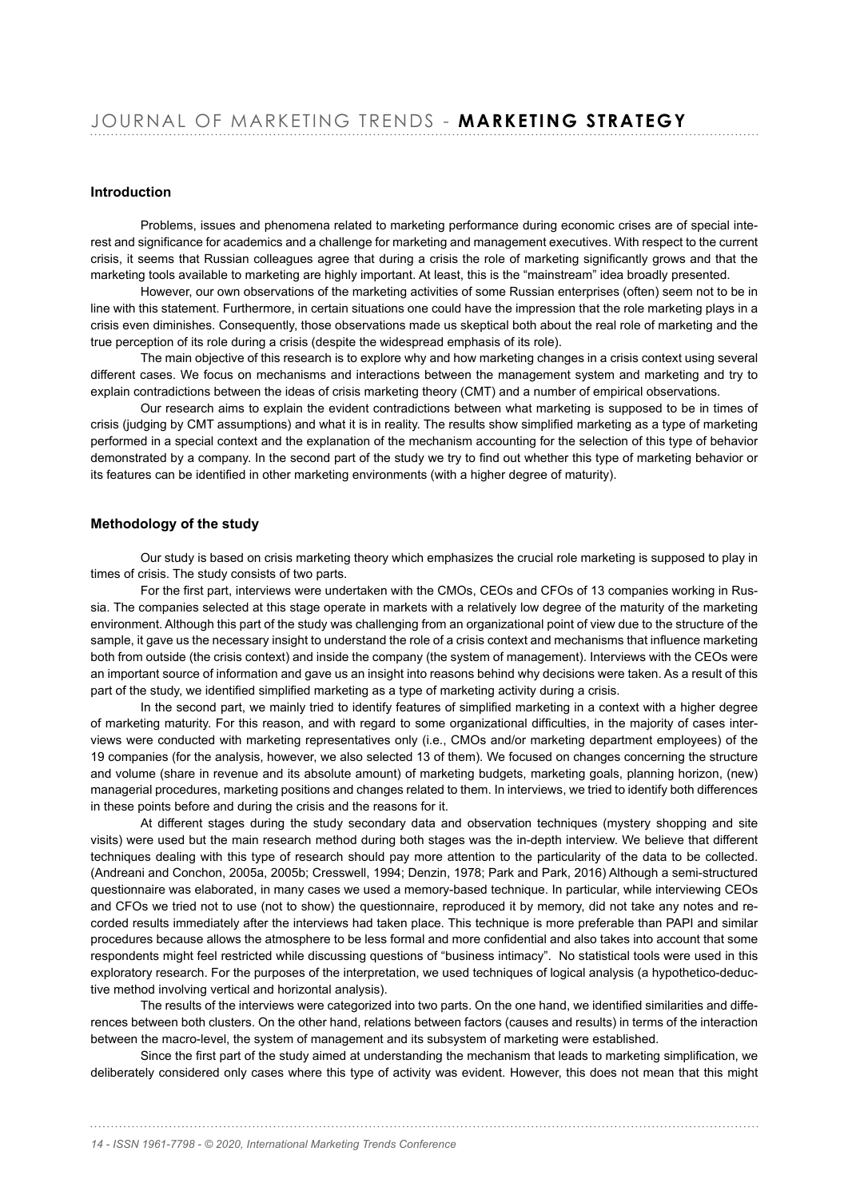### Introduction

Problems, issues and phenomena related to marketing performance during economic crises are of special interest and significance for academics and a challenge for marketing and management executives. With respect to the current crisis, it seems that Russian colleagues agree that during a crisis the role of marketing significantly grows and that the marketing tools available to marketing are highly important. At least, this is the "mainstream" idea broadly presented.

However, our own observations of the marketing activities of some Russian enterprises (often) seem not to be in line with this statement. Furthermore, in certain situations one could have the impression that the role marketing plays in a crisis even diminishes. Consequently, those observations made us skeptical both about the real role of marketing and the true perception of its role during a crisis (despite the widespread emphasis of its role).

The main objective of this research is to explore why and how marketing changes in a crisis context using several different cases. We focus on mechanisms and interactions between the management system and marketing and try to explain contradictions between the ideas of crisis marketing theory (CMT) and a number of empirical observations.

Our research aims to explain the evident contradictions between what marketing is supposed to be in times of crisis (judging by CMT assumptions) and what it is in reality. The results show simplified marketing as a type of marketing performed in a special context and the explanation of the mechanism accounting for the selection of this type of behavior demonstrated by a company. In the second part of the study we try to find out whether this type of marketing behavior or its features can be identified in other marketing environments (with a higher degree of maturity).

### Methodology of the study

Our study is based on crisis marketing theory which emphasizes the crucial role marketing is supposed to play in times of crisis. The study consists of two parts.

For the first part, interviews were undertaken with the CMOs, CEOs and CFOs of 13 companies working in Russia. The companies selected at this stage operate in markets with a relatively low degree of the maturity of the marketing environment. Although this part of the study was challenging from an organizational point of view due to the structure of the sample, it gave us the necessary insight to understand the role of a crisis context and mechanisms that influence marketing both from outside (the crisis context) and inside the company (the system of management). Interviews with the CEOs were an important source of information and gave us an insight into reasons behind why decisions were taken. As a result of this part of the study, we identified simplified marketing as a type of marketing activity during a crisis.

In the second part, we mainly tried to identify features of simplified marketing in a context with a higher degree of marketing maturity. For this reason, and with regard to some organizational difficulties, in the majority of cases interviews were conducted with marketing representatives only (i.e., CMOs and/or marketing department employees) of the 19 companies (for the analysis, however, we also selected 13 of them). We focused on changes concerning the structure and volume (share in revenue and its absolute amount) of marketing budgets, marketing goals, planning horizon, (new) managerial procedures, marketing positions and changes related to them. In interviews, we tried to identify both differences in these points before and during the crisis and the reasons for it.

At different stages during the study secondary data and observation techniques (mystery shopping and site visits) were used but the main research method during both stages was the in-depth interview. We believe that different techniques dealing with this type of research should pay more attention to the particularity of the data to be collected. (Andreani and Conchon, 2005a, 2005b; Cresswell, 1994; Denzin, 1978; Park and Park, 2016) Although a semi-structured questionnaire was elaborated, in many cases we used a memory-based technique. In particular, while interviewing CEOs and CFOs we tried not to use (not to show) the questionnaire, reproduced it by memory, did not take any notes and recorded results immediately after the interviews had taken place. This technique is more preferable than PAPI and similar procedures because allows the atmosphere to be less formal and more confidential and also takes into account that some respondents might feel restricted while discussing questions of "business intimacy". No statistical tools were used in this exploratory research. For the purposes of the interpretation, we used techniques of logical analysis (a hypothetico-deductive method involving vertical and horizontal analysis).

The results of the interviews were categorized into two parts. On the one hand, we identified similarities and differences between both clusters. On the other hand, relations between factors (causes and results) in terms of the interaction between the macro-level, the system of management and its subsystem of marketing were established.

Since the first part of the study aimed at understanding the mechanism that leads to marketing simplification, we deliberately considered only cases where this type of activity was evident. However, this does not mean that this might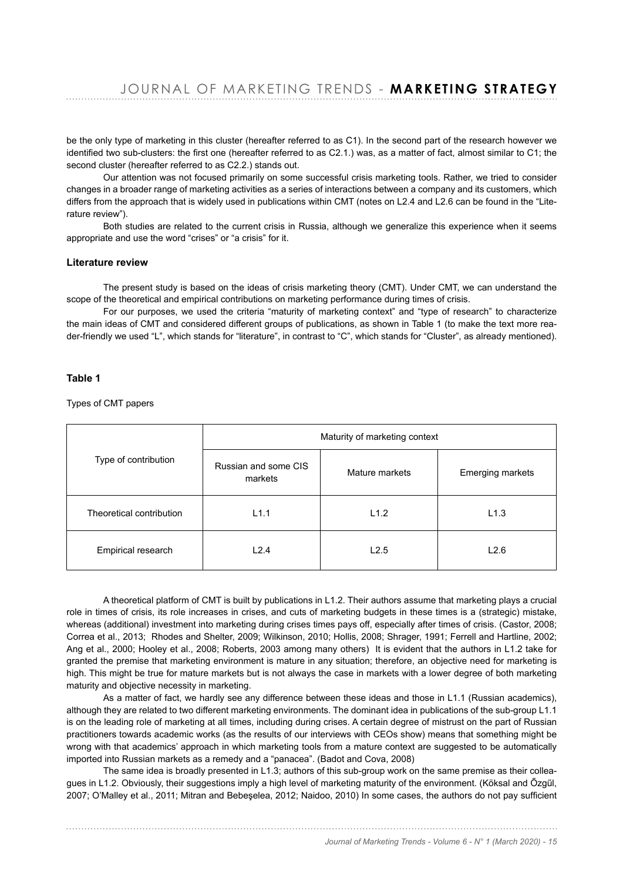be the only type of marketing in this cluster (hereafter referred to as C1). In the second part of the research however we identified two sub-clusters: the first one (hereafter referred to as C2.1.) was, as a matter of fact, almost similar to C1; the second cluster (hereafter referred to as C2.2.) stands out.

Our attention was not focused primarily on some successful crisis marketing tools. Rather, we tried to consider changes in a broader range of marketing activities as a series of interactions between a company and its customers, which differs from the approach that is widely used in publications within CMT (notes on L2.4 and L2.6 can be found in the "Literature review").

Both studies are related to the current crisis in Russia, although we generalize this experience when it seems appropriate and use the word "crises" or "a crisis" for it.

### Literature review

The present study is based on the ideas of crisis marketing theory (CMT). Under CMT, we can understand the scope of the theoretical and empirical contributions on marketing performance during times of crisis.

For our purposes, we used the criteria "maturity of marketing context" and "type of research" to characterize the main ideas of CMT and considered different groups of publications, as shown in Table 1 (to make the text more reader-friendly we used "L", which stands for "literature", in contrast to "C", which stands for "Cluster", as already mentioned).

**Table 1**

Types of CMT papers

| Type of contribution | Maturity of marketing context | | |
|---|---|---|---|
| | Russian and some CIS markets | Mature markets | Emerging markets |
| Theoretical contribution | L1.1 | L1.2 | L1.3 |
| Empirical research | L2.4 | L2.5 | L2.6 |

A theoretical platform of CMT is built by publications in L1.2. Their authors assume that marketing plays a crucial role in times of crisis, its role increases in crises, and cuts of marketing budgets in these times is a (strategic) mistake, whereas (additional) investment into marketing during crises times pays off, especially after times of crisis. (Castor, 2008; Correa et al., 2013; Rhodes and Shelter, 2009; Wilkinson, 2010; Hollis, 2008; Shrager, 1991; Ferrell and Hartline, 2002; Ang et al., 2000; Hooley et al., 2008; Roberts, 2003 among many others) It is evident that the authors in L1.2 take for granted the premise that marketing environment is mature in any situation; therefore, an objective need for marketing is high. This might be true for mature markets but is not always the case in markets with a lower degree of both marketing maturity and objective necessity in marketing.

As a matter of fact, we hardly see any difference between these ideas and those in L1.1 (Russian academics), although they are related to two different marketing environments. The dominant idea in publications of the sub-group L1.1 is on the leading role of marketing at all times, including during crises. A certain degree of mistrust on the part of Russian practitioners towards academic works (as the results of our interviews with CEOs show) means that something might be wrong with that academics' approach in which marketing tools from a mature context are suggested to be automatically imported into Russian markets as a remedy and a "panacea". (Badot and Cova, 2008)

The same idea is broadly presented in L1.3; authors of this sub-group work on the same premise as their colleagues in L1.2. Obviously, their suggestions imply a high level of marketing maturity of the environment. (Köksal and Őzgűl, 2007; O'Malley et al., 2011; Mitran and Bebeşelea, 2012; Naidoo, 2010) In some cases, the authors do not pay sufficient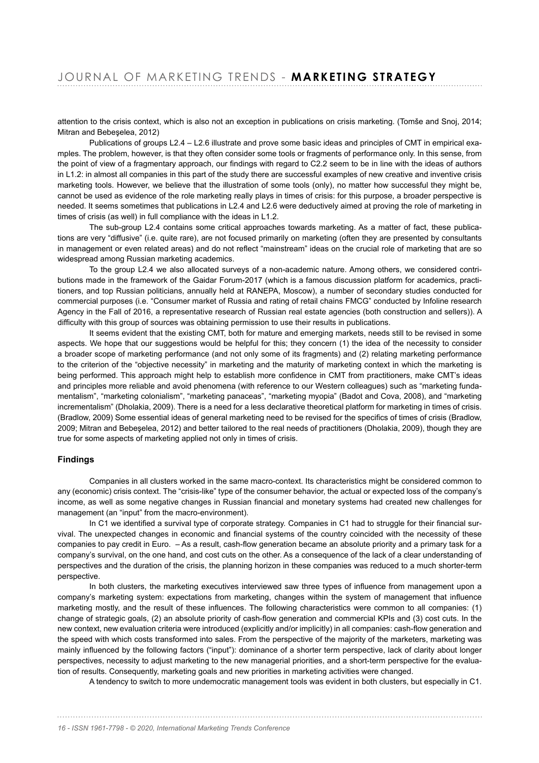attention to the crisis context, which is also not an exception in publications on crisis marketing. (Tomše and Snoj, 2014; Mitran and Bebeşelea, 2012)

Publications of groups L2.4 – L2.6 illustrate and prove some basic ideas and principles of CMT in empirical examples. The problem, however, is that they often consider some tools or fragments of performance only. In this sense, from the point of view of a fragmentary approach, our findings with regard to C2.2 seem to be in line with the ideas of authors in L1.2: in almost all companies in this part of the study there are successful examples of new creative and inventive crisis marketing tools. However, we believe that the illustration of some tools (only), no matter how successful they might be, cannot be used as evidence of the role marketing really plays in times of crisis: for this purpose, a broader perspective is needed. It seems sometimes that publications in L2.4 and L2.6 were deductively aimed at proving the role of marketing in times of crisis (as well) in full compliance with the ideas in L1.2.

The sub-group L2.4 contains some critical approaches towards marketing. As a matter of fact, these publications are very "diffusive" (i.e. quite rare), are not focused primarily on marketing (often they are presented by consultants in management or even related areas) and do not reflect "mainstream" ideas on the crucial role of marketing that are so widespread among Russian marketing academics.

To the group L2.4 we also allocated surveys of a non-academic nature. Among others, we considered contributions made in the framework of the Gaidar Forum-2017 (which is a famous discussion platform for academics, practitioners, and top Russian politicians, annually held at RANEPA, Moscow), a number of secondary studies conducted for commercial purposes (i.e. "Consumer market of Russia and rating of retail chains FMCG" conducted by Infoline research Agency in the Fall of 2016, a representative research of Russian real estate agencies (both construction and sellers)). A difficulty with this group of sources was obtaining permission to use their results in publications.

It seems evident that the existing CMT, both for mature and emerging markets, needs still to be revised in some aspects. We hope that our suggestions would be helpful for this; they concern (1) the idea of the necessity to consider a broader scope of marketing performance (and not only some of its fragments) and (2) relating marketing performance to the criterion of the "objective necessity" in marketing and the maturity of marketing context in which the marketing is being performed. This approach might help to establish more confidence in CMT from practitioners, make CMT's ideas and principles more reliable and avoid phenomena (with reference to our Western colleagues) such as "marketing fundamentalism", "marketing colonialism", "marketing panaceas", "marketing myopia" (Badot and Cova, 2008), and "marketing incrementalism" (Dholakia, 2009). There is a need for a less declarative theoretical platform for marketing in times of crisis. (Bradlow, 2009) Some essential ideas of general marketing need to be revised for the specifics of times of crisis (Bradlow, 2009; Mitran and Bebeşelea, 2012) and better tailored to the real needs of practitioners (Dholakia, 2009), though they are true for some aspects of marketing applied not only in times of crisis.

## Findings

Companies in all clusters worked in the same macro-context. Its characteristics might be considered common to any (economic) crisis context. The "crisis-like" type of the consumer behavior, the actual or expected loss of the company's income, as well as some negative changes in Russian financial and monetary systems had created new challenges for management (an "input" from the macro-environment).

In C1 we identified a survival type of corporate strategy. Companies in C1 had to struggle for their financial survival. The unexpected changes in economic and financial systems of the country coincided with the necessity of these companies to pay credit in Euro. – As a result, cash-flow generation became an absolute priority and a primary task for a company's survival, on the one hand, and cost cuts on the other. As a consequence of the lack of a clear understanding of perspectives and the duration of the crisis, the planning horizon in these companies was reduced to a much shorter-term perspective.

In both clusters, the marketing executives interviewed saw three types of influence from management upon a company's marketing system: expectations from marketing, changes within the system of management that influence marketing mostly, and the result of these influences. The following characteristics were common to all companies: (1) change of strategic goals, (2) an absolute priority of cash-flow generation and commercial KPIs and (3) cost cuts. In the new context, new evaluation criteria were introduced (explicitly and/or implicitly) in all companies: cash-flow generation and the speed with which costs transformed into sales. From the perspective of the majority of the marketers, marketing was mainly influenced by the following factors ("input"): dominance of a shorter term perspective, lack of clarity about longer perspectives, necessity to adjust marketing to the new managerial priorities, and a short-term perspective for the evaluation of results. Consequently, marketing goals and new priorities in marketing activities were changed.

A tendency to switch to more undemocratic management tools was evident in both clusters, but especially in C1.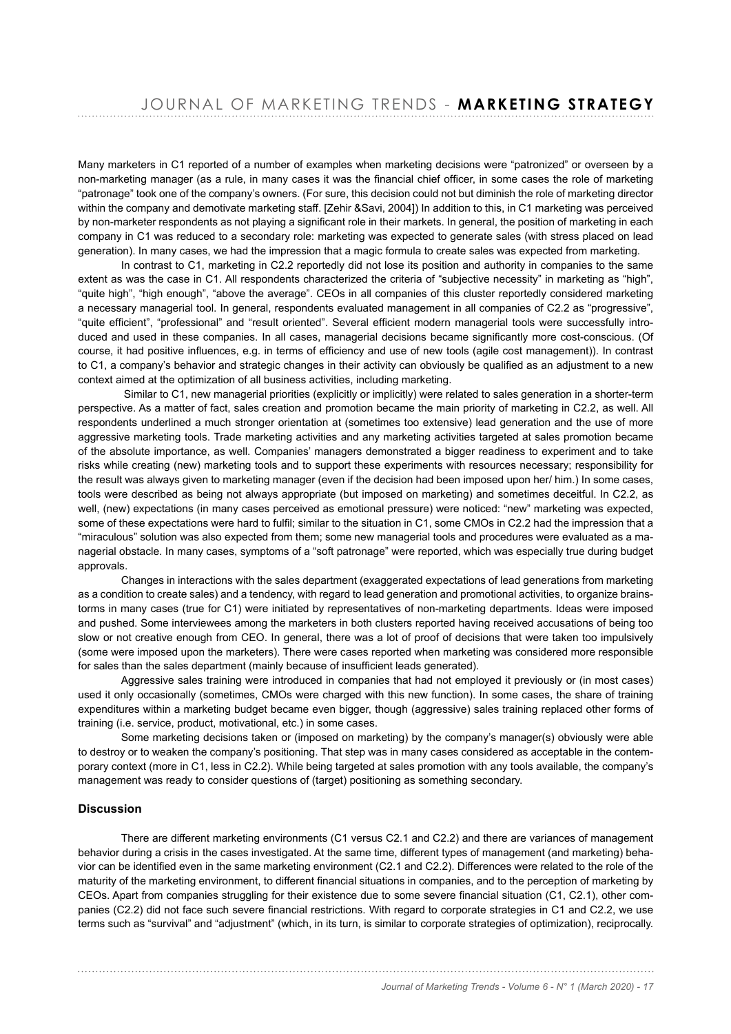Many marketers in C1 reported of a number of examples when marketing decisions were "patronized" or overseen by a non-marketing manager (as a rule, in many cases it was the financial chief officer, in some cases the role of marketing "patronage" took one of the company's owners. (For sure, this decision could not but diminish the role of marketing director within the company and demotivate marketing staff. [Zehir &Savi, 2004]) In addition to this, in C1 marketing was perceived by non-marketer respondents as not playing a significant role in their markets. In general, the position of marketing in each company in C1 was reduced to a secondary role: marketing was expected to generate sales (with stress placed on lead generation). In many cases, we had the impression that a magic formula to create sales was expected from marketing.

In contrast to C1, marketing in C2.2 reportedly did not lose its position and authority in companies to the same extent as was the case in C1. All respondents characterized the criteria of "subjective necessity" in marketing as "high", "quite high", "high enough", "above the average". CEOs in all companies of this cluster reportedly considered marketing a necessary managerial tool. In general, respondents evaluated management in all companies of C2.2 as "progressive", "quite efficient", "professional" and "result oriented". Several efficient modern managerial tools were successfully introduced and used in these companies. In all cases, managerial decisions became significantly more cost-conscious. (Of course, it had positive influences, e.g. in terms of efficiency and use of new tools (agile cost management)). In contrast to C1, a company's behavior and strategic changes in their activity can obviously be qualified as an adjustment to a new context aimed at the optimization of all business activities, including marketing.

Similar to C1, new managerial priorities (explicitly or implicitly) were related to sales generation in a shorter-term perspective. As a matter of fact, sales creation and promotion became the main priority of marketing in C2.2, as well. All respondents underlined a much stronger orientation at (sometimes too extensive) lead generation and the use of more aggressive marketing tools. Trade marketing activities and any marketing activities targeted at sales promotion became of the absolute importance, as well. Companies' managers demonstrated a bigger readiness to experiment and to take risks while creating (new) marketing tools and to support these experiments with resources necessary; responsibility for the result was always given to marketing manager (even if the decision had been imposed upon her/ him.) In some cases, tools were described as being not always appropriate (but imposed on marketing) and sometimes deceitful. In C2.2, as well, (new) expectations (in many cases perceived as emotional pressure) were noticed: "new" marketing was expected, some of these expectations were hard to fulfil; similar to the situation in C1, some CMOs in C2.2 had the impression that a "miraculous" solution was also expected from them; some new managerial tools and procedures were evaluated as a managerial obstacle. In many cases, symptoms of a "soft patronage" were reported, which was especially true during budget approvals.

Changes in interactions with the sales department (exaggerated expectations of lead generations from marketing as a condition to create sales) and a tendency, with regard to lead generation and promotional activities, to organize brainstorms in many cases (true for C1) were initiated by representatives of non-marketing departments. Ideas were imposed and pushed. Some interviewees among the marketers in both clusters reported having received accusations of being too slow or not creative enough from CEO. In general, there was a lot of proof of decisions that were taken too impulsively (some were imposed upon the marketers). There were cases reported when marketing was considered more responsible for sales than the sales department (mainly because of insufficient leads generated).

Aggressive sales training were introduced in companies that had not employed it previously or (in most cases) used it only occasionally (sometimes, CMOs were charged with this new function). In some cases, the share of training expenditures within a marketing budget became even bigger, though (aggressive) sales training replaced other forms of training (i.e. service, product, motivational, etc.) in some cases.

Some marketing decisions taken or (imposed on marketing) by the company's manager(s) obviously were able to destroy or to weaken the company's positioning. That step was in many cases considered as acceptable in the contemporary context (more in C1, less in C2.2). While being targeted at sales promotion with any tools available, the company's management was ready to consider questions of (target) positioning as something secondary.

## Discussion

There are different marketing environments (C1 versus C2.1 and C2.2) and there are variances of management behavior during a crisis in the cases investigated. At the same time, different types of management (and marketing) behavior can be identified even in the same marketing environment (C2.1 and C2.2). Differences were related to the role of the maturity of the marketing environment, to different financial situations in companies, and to the perception of marketing by CEOs. Apart from companies struggling for their existence due to some severe financial situation (C1, C2.1), other companies (C2.2) did not face such severe financial restrictions. With regard to corporate strategies in C1 and C2.2, we use terms such as "survival" and "adjustment" (which, in its turn, is similar to corporate strategies of optimization), reciprocally.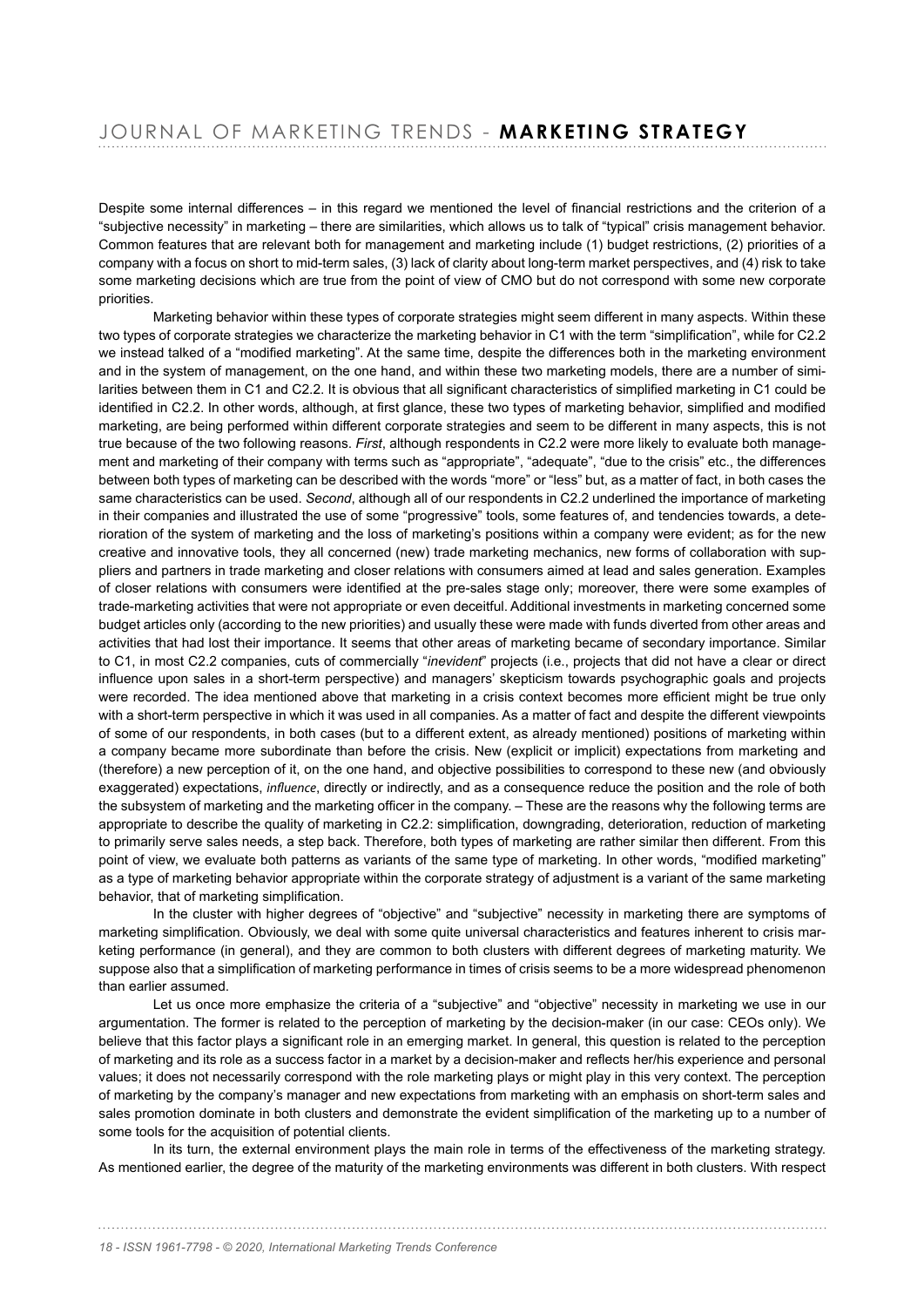Despite some internal differences – in this regard we mentioned the level of financial restrictions and the criterion of a "subjective necessity" in marketing – there are similarities, which allows us to talk of "typical" crisis management behavior. Common features that are relevant both for management and marketing include (1) budget restrictions, (2) priorities of a company with a focus on short to mid-term sales, (3) lack of clarity about long-term market perspectives, and (4) risk to take some marketing decisions which are true from the point of view of CMO but do not correspond with some new corporate priorities.

Marketing behavior within these types of corporate strategies might seem different in many aspects. Within these two types of corporate strategies we characterize the marketing behavior in C1 with the term "simplification", while for C2.2 we instead talked of a "modified marketing". At the same time, despite the differences both in the marketing environment and in the system of management, on the one hand, and within these two marketing models, there are a number of similarities between them in C1 and C2.2. It is obvious that all significant characteristics of simplified marketing in C1 could be identified in C2.2. In other words, although, at first glance, these two types of marketing behavior, simplified and modified marketing, are being performed within different corporate strategies and seem to be different in many aspects, this is not true because of the two following reasons. *First*, although respondents in C2.2 were more likely to evaluate both management and marketing of their company with terms such as "appropriate", "adequate", "due to the crisis" etc., the differences between both types of marketing can be described with the words "more" or "less" but, as a matter of fact, in both cases the same characteristics can be used. *Second*, although all of our respondents in C2.2 underlined the importance of marketing in their companies and illustrated the use of some "progressive" tools, some features of, and tendencies towards, a deterioration of the system of marketing and the loss of marketing's positions within a company were evident; as for the new creative and innovative tools, they all concerned (new) trade marketing mechanics, new forms of collaboration with suppliers and partners in trade marketing and closer relations with consumers aimed at lead and sales generation. Examples of closer relations with consumers were identified at the pre-sales stage only; moreover, there were some examples of trade-marketing activities that were not appropriate or even deceitful. Additional investments in marketing concerned some budget articles only (according to the new priorities) and usually these were made with funds diverted from other areas and activities that had lost their importance. It seems that other areas of marketing became of secondary importance. Similar to C1, in most C2.2 companies, cuts of commercially "*inevident*" projects (i.e., projects that did not have a clear or direct influence upon sales in a short-term perspective) and managers' skepticism towards psychographic goals and projects were recorded. The idea mentioned above that marketing in a crisis context becomes more efficient might be true only with a short-term perspective in which it was used in all companies. As a matter of fact and despite the different viewpoints of some of our respondents, in both cases (but to a different extent, as already mentioned) positions of marketing within a company became more subordinate than before the crisis. New (explicit or implicit) expectations from marketing and (therefore) a new perception of it, on the one hand, and objective possibilities to correspond to these new (and obviously exaggerated) expectations, *influence*, directly or indirectly, and as a consequence reduce the position and the role of both the subsystem of marketing and the marketing officer in the company. – These are the reasons why the following terms are appropriate to describe the quality of marketing in C2.2: simplification, downgrading, deterioration, reduction of marketing to primarily serve sales needs, a step back. Therefore, both types of marketing are rather similar then different. From this point of view, we evaluate both patterns as variants of the same type of marketing. In other words, "modified marketing" as a type of marketing behavior appropriate within the corporate strategy of adjustment is a variant of the same marketing behavior, that of marketing simplification.

In the cluster with higher degrees of "objective" and "subjective" necessity in marketing there are symptoms of marketing simplification. Obviously, we deal with some quite universal characteristics and features inherent to crisis marketing performance (in general), and they are common to both clusters with different degrees of marketing maturity. We suppose also that a simplification of marketing performance in times of crisis seems to be a more widespread phenomenon than earlier assumed.

Let us once more emphasize the criteria of a "subjective" and "objective" necessity in marketing we use in our argumentation. The former is related to the perception of marketing by the decision-maker (in our case: CEOs only). We believe that this factor plays a significant role in an emerging market. In general, this question is related to the perception of marketing and its role as a success factor in a market by a decision-maker and reflects her/his experience and personal values; it does not necessarily correspond with the role marketing plays or might play in this very context. The perception of marketing by the company's manager and new expectations from marketing with an emphasis on short-term sales and sales promotion dominate in both clusters and demonstrate the evident simplification of the marketing up to a number of some tools for the acquisition of potential clients.

In its turn, the external environment plays the main role in terms of the effectiveness of the marketing strategy. As mentioned earlier, the degree of the maturity of the marketing environments was different in both clusters. With respect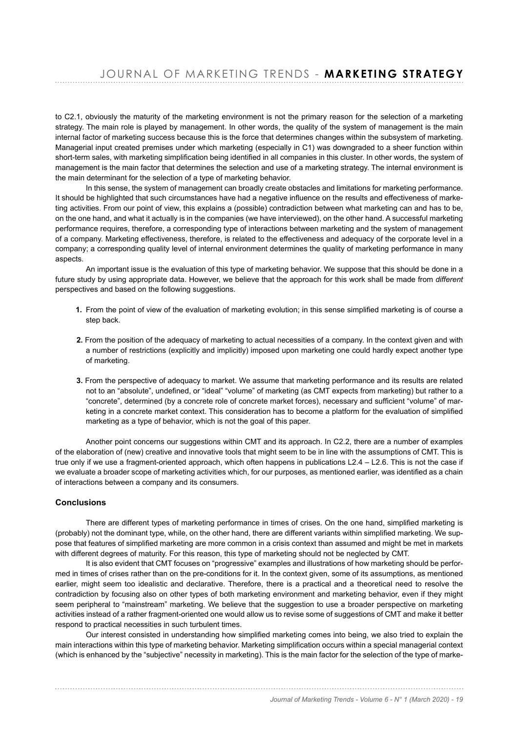to C2.1, obviously the maturity of the marketing environment is not the primary reason for the selection of a marketing strategy. The main role is played by management. In other words, the quality of the system of management is the main internal factor of marketing success because this is the force that determines changes within the subsystem of marketing. Managerial input created premises under which marketing (especially in C1) was downgraded to a sheer function within short-term sales, with marketing simplification being identified in all companies in this cluster. In other words, the system of management is the main factor that determines the selection and use of a marketing strategy. The internal environment is the main determinant for the selection of a type of marketing behavior.

In this sense, the system of management can broadly create obstacles and limitations for marketing performance. It should be highlighted that such circumstances have had a negative influence on the results and effectiveness of marketing activities. From our point of view, this explains a (possible) contradiction between what marketing can and has to be, on the one hand, and what it actually is in the companies (we have interviewed), on the other hand. A successful marketing performance requires, therefore, a corresponding type of interactions between marketing and the system of management of a company. Marketing effectiveness, therefore, is related to the effectiveness and adequacy of the corporate level in a company; a corresponding quality level of internal environment determines the quality of marketing performance in many aspects.

An important issue is the evaluation of this type of marketing behavior. We suppose that this should be done in a future study by using appropriate data. However, we believe that the approach for this work shall be made from *different* perspectives and based on the following suggestions.

1. From the point of view of the evaluation of marketing evolution; in this sense simplified marketing is of course a step back.

2. From the position of the adequacy of marketing to actual necessities of a company. In the context given and with a number of restrictions (explicitly and implicitly) imposed upon marketing one could hardly expect another type of marketing.

3. From the perspective of adequacy to market. We assume that marketing performance and its results are related not to an "absolute", undefined, or "ideal" "volume" of marketing (as CMT expects from marketing) but rather to a "concrete", determined (by a concrete role of concrete market forces), necessary and sufficient "volume" of marketing in a concrete market context. This consideration has to become a platform for the evaluation of simplified marketing as a type of behavior, which is not the goal of this paper.

Another point concerns our suggestions within CMT and its approach. In C2.2, there are a number of examples of the elaboration of (new) creative and innovative tools that might seem to be in line with the assumptions of CMT. This is true only if we use a fragment-oriented approach, which often happens in publications L2.4 – L2.6. This is not the case if we evaluate a broader scope of marketing activities which, for our purposes, as mentioned earlier, was identified as a chain of interactions between a company and its consumers.

## Conclusions

There are different types of marketing performance in times of crises. On the one hand, simplified marketing is (probably) not the dominant type, while, on the other hand, there are different variants within simplified marketing. We suppose that features of simplified marketing are more common in a crisis context than assumed and might be met in markets with different degrees of maturity. For this reason, this type of marketing should not be neglected by CMT.

It is also evident that CMT focuses on "progressive" examples and illustrations of how marketing should be performed in times of crises rather than on the pre-conditions for it. In the context given, some of its assumptions, as mentioned earlier, might seem too idealistic and declarative. Therefore, there is a practical and a theoretical need to resolve the contradiction by focusing also on other types of both marketing environment and marketing behavior, even if they might seem peripheral to "mainstream" marketing. We believe that the suggestion to use a broader perspective on marketing activities instead of a rather fragment-oriented one would allow us to revise some of suggestions of CMT and make it better respond to practical necessities in such turbulent times.

Our interest consisted in understanding how simplified marketing comes into being, we also tried to explain the main interactions within this type of marketing behavior. Marketing simplification occurs within a special managerial context (which is enhanced by the "subjective" necessity in marketing). This is the main factor for the selection of the type of marke-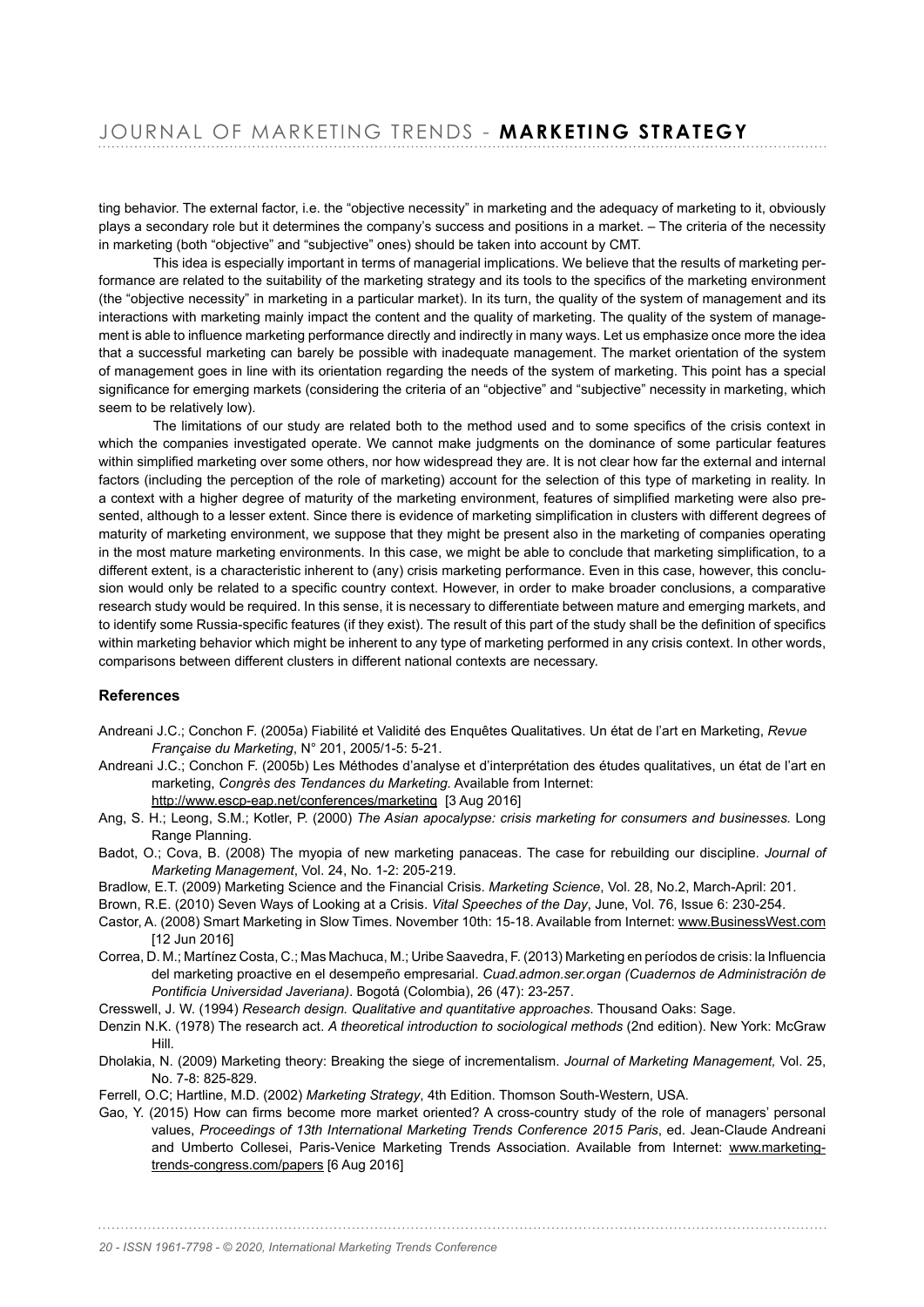ting behavior. The external factor, i.e. the "objective necessity" in marketing and the adequacy of marketing to it, obviously plays a secondary role but it determines the company's success and positions in a market. – The criteria of the necessity in marketing (both "objective" and "subjective" ones) should be taken into account by CMT.

This idea is especially important in terms of managerial implications. We believe that the results of marketing performance are related to the suitability of the marketing strategy and its tools to the specifics of the marketing environment (the "objective necessity" in marketing in a particular market). In its turn, the quality of the system of management and its interactions with marketing mainly impact the content and the quality of marketing. The quality of the system of management is able to influence marketing performance directly and indirectly in many ways. Let us emphasize once more the idea that a successful marketing can barely be possible with inadequate management. The market orientation of the system of management goes in line with its orientation regarding the needs of the system of marketing. This point has a special significance for emerging markets (considering the criteria of an "objective" and "subjective" necessity in marketing, which seem to be relatively low).

The limitations of our study are related both to the method used and to some specifics of the crisis context in which the companies investigated operate. We cannot make judgments on the dominance of some particular features within simplified marketing over some others, nor how widespread they are. It is not clear how far the external and internal factors (including the perception of the role of marketing) account for the selection of this type of marketing in reality. In a context with a higher degree of maturity of the marketing environment, features of simplified marketing were also presented, although to a lesser extent. Since there is evidence of marketing simplification in clusters with different degrees of maturity of marketing environment, we suppose that they might be present also in the marketing of companies operating in the most mature marketing environments. In this case, we might be able to conclude that marketing simplification, to a different extent, is a characteristic inherent to (any) crisis marketing performance. Even in this case, however, this conclusion would only be related to a specific country context. However, in order to make broader conclusions, a comparative research study would be required. In this sense, it is necessary to differentiate between mature and emerging markets, and to identify some Russia-specific features (if they exist). The result of this part of the study shall be the definition of specifics within marketing behavior which might be inherent to any type of marketing performed in any crisis context. In other words, comparisons between different clusters in different national contexts are necessary.

## References

Andreani J.C.; Conchon F. (2005a) Fiabilité et Validité des Enquêtes Qualitatives. Un état de l'art en Marketing, *Revue Française du Marketing*, N° 201, 2005/1-5: 5-21.

Andreani J.C.; Conchon F. (2005b) Les Méthodes d'analyse et d'interprétation des études qualitatives, un état de l'art en marketing, *Congrès des Tendances du Marketing*. Available from Internet: http://www.escp-eap.net/conferences/marketing [3 Aug 2016]

Ang, S. H.; Leong, S.M.; Kotler, P. (2000) *The Asian apocalypse: crisis marketing for consumers and businesses.* Long Range Planning.

Badot, O.; Cova, B. (2008) The myopia of new marketing panaceas. The case for rebuilding our discipline. *Journal of Marketing Management*, Vol. 24, No. 1-2: 205-219.

Bradlow, E.T. (2009) Marketing Science and the Financial Crisis. *Marketing Science*, Vol. 28, No.2, March-April: 201.

Brown, R.E. (2010) Seven Ways of Looking at a Crisis. *Vital Speeches of the Day*, June, Vol. 76, Issue 6: 230-254.

Castor, A. (2008) Smart Marketing in Slow Times. November 10th: 15-18. Available from Internet: www.BusinessWest.com [12 Jun 2016]

Correa, D. M.; Martínez Costa, C.; Mas Machuca, M.; Uribe Saavedra, F. (2013) Marketing en períodos de crisis: la Influencia del marketing proactive en el desempeño empresarial. *Cuad.admon.ser.organ (Cuadernos de Administración de Pontificia Universidad Javeriana)*. Bogotá (Colombia), 26 (47): 23-257.

Cresswell, J. W. (1994) *Research design. Qualitative and quantitative approaches*. Thousand Oaks: Sage.

Denzin N.K. (1978) The research act. *A theoretical introduction to sociological methods* (2nd edition). New York: McGraw Hill.

Dholakia, N. (2009) Marketing theory: Breaking the siege of incrementalism. *Journal of Marketing Management,* Vol. 25, No. 7-8: 825-829.

Ferrell, O.C; Hartline, M.D. (2002) *Marketing Strategy*, 4th Edition. Thomson South-Western, USA.

Gao, Y. (2015) How can firms become more market oriented? A cross-country study of the role of managers' personal values, *Proceedings of 13th International Marketing Trends Conference 2015 Paris*, ed. Jean-Claude Andreani and Umberto Collesei, Paris-Venice Marketing Trends Association. Available from Internet: www.marketing-trends-congress.com/papers [6 Aug 2016]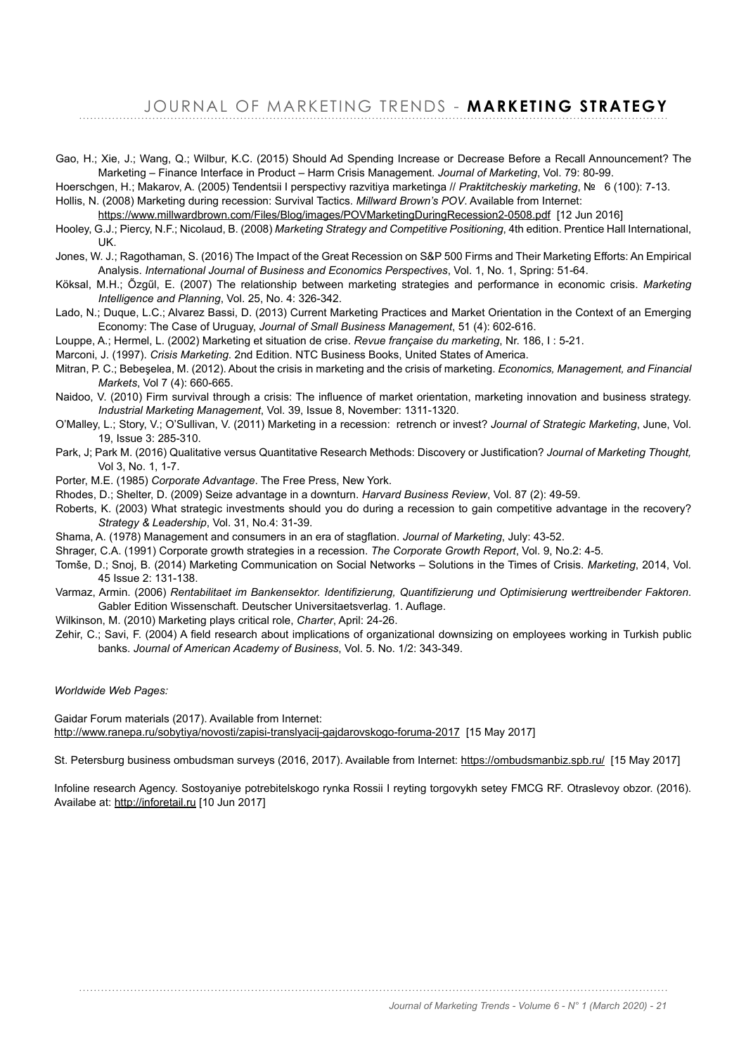Gao, H.; Xie, J.; Wang, Q.; Wilbur, K.C. (2015) Should Ad Spending Increase or Decrease Before a Recall Announcement? The Marketing – Finance Interface in Product – Harm Crisis Management. *Journal of Marketing*, Vol. 79: 80-99.

Hoerschgen, H.; Makarov, A. (2005) Tendentsii I perspectivy razvitiya marketinga // *Praktitcheskiy marketing*, № 6 (100): 7-13.

Hollis, N. (2008) Marketing during recession: Survival Tactics. *Millward Brown's POV*. Available from Internet: https://www.millwardbrown.com/Files/Blog/images/POVMarketingDuringRecession2-0508.pdf [12 Jun 2016]

Hooley, G.J.; Piercy, N.F.; Nicolaud, B. (2008) *Marketing Strategy and Competitive Positioning*, 4th edition. Prentice Hall International, UK.

Jones, W. J.; Ragothaman, S. (2016) The Impact of the Great Recession on S&P 500 Firms and Their Marketing Efforts: An Empirical Analysis. *International Journal of Business and Economics Perspectives*, Vol. 1, No. 1, Spring: 51-64.

Köksal, M.H.; Őzgűl, E. (2007) The relationship between marketing strategies and performance in economic crisis. *Marketing Intelligence and Planning*, Vol. 25, No. 4: 326-342.

Lado, N.; Duque, L.C.; Alvarez Bassi, D. (2013) Current Marketing Practices and Market Orientation in the Context of an Emerging Economy: The Case of Uruguay, *Journal of Small Business Management*, 51 (4): 602-616.

Louppe, A.; Hermel, L. (2002) Marketing et situation de crise. *Revue française du marketing*, Nr. 186, I : 5-21.

Marconi, J. (1997). *Crisis Marketing*. 2nd Edition. NTC Business Books, United States of America.

Mitran, P. C.; Bebeşelea, M. (2012). About the crisis in marketing and the crisis of marketing. *Economics, Management, and Financial Markets*, Vol 7 (4): 660-665.

Naidoo, V. (2010) Firm survival through a crisis: The influence of market orientation, marketing innovation and business strategy. *Industrial Marketing Management*, Vol. 39, Issue 8, November: 1311-1320.

O'Malley, L.; Story, V.; O'Sullivan, V. (2011) Marketing in a recession: retrench or invest? *Journal of Strategic Marketing*, June, Vol. 19, Issue 3: 285-310.

Park, J; Park M. (2016) Qualitative versus Quantitative Research Methods: Discovery or Justification? *Journal of Marketing Thought,* Vol 3, No. 1, 1-7.

Porter, M.E. (1985) *Corporate Advantage*. The Free Press, New York.

Rhodes, D.; Shelter, D. (2009) Seize advantage in a downturn. *Harvard Business Review*, Vol. 87 (2): 49-59.

Roberts, K. (2003) What strategic investments should you do during a recession to gain competitive advantage in the recovery? *Strategy & Leadership*, Vol. 31, No.4: 31-39.

Shama, A. (1978) Management and consumers in an era of stagflation. *Journal of Marketing*, July: 43-52.

Shrager, C.A. (1991) Corporate growth strategies in a recession. *The Corporate Growth Report*, Vol. 9, No.2: 4-5.

Tomše, D.; Snoj, B. (2014) Marketing Communication on Social Networks – Solutions in the Times of Crisis. *Marketing*, 2014, Vol. 45 Issue 2: 131-138.

Varmaz, Armin. (2006) *Rentabilitaet im Bankensektor. Identifizierung, Quantifizierung und Optimisierung werttreibender Faktoren*. Gabler Edition Wissenschaft. Deutscher Universitaetsverlag. 1. Auflage.

Wilkinson, M. (2010) Marketing plays critical role, *Charter*, April: 24-26.

Zehir, C.; Savi, F. (2004) A field research about implications of organizational downsizing on employees working in Turkish public banks. *Journal of American Academy of Business*, Vol. 5. No. 1/2: 343-349.

*Worldwide Web Pages:*

Gaidar Forum materials (2017). Available from Internet: http://www.ranepa.ru/sobytiya/novosti/zapisi-translyacij-gajdarovskogo-foruma-2017 [15 May 2017]

St. Petersburg business ombudsman surveys (2016, 2017). Available from Internet: https://ombudsmanbiz.spb.ru/ [15 May 2017]

Infoline research Agency. Sostoyaniye potrebitelskogo rynka Rossii I reyting torgovykh setey FMCG RF. Otraslevoy obzor. (2016). Availabe at: http://inforetail.ru [10 Jun 2017]